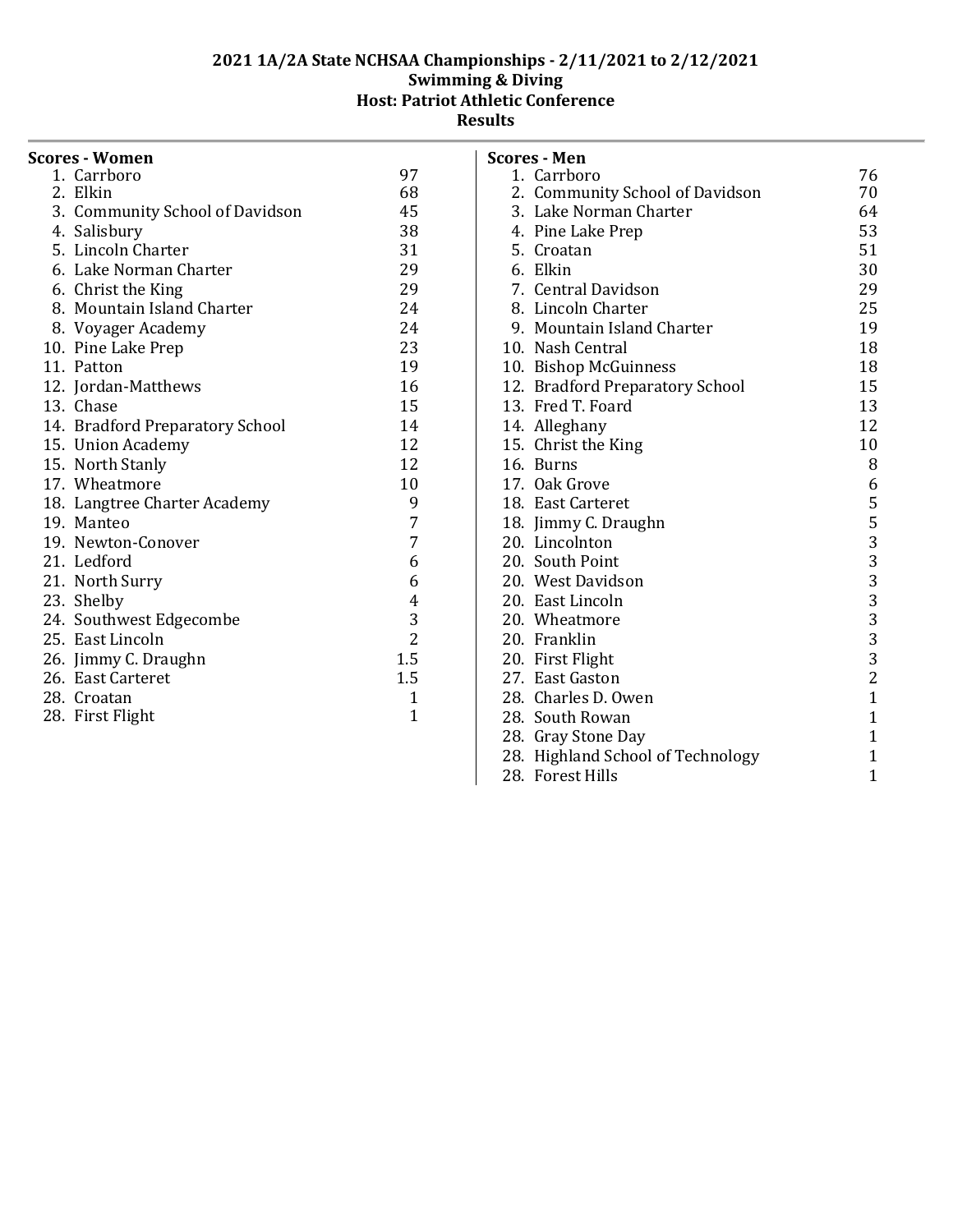# 2021 1A/2A State NCHSAA Championships - 2/11/2021 to 2/12/2021

## Swimming & Diving

### Host: Patriot Athletic Conference

### Results

**Scores - Women**

| Place | Team | Score |
|---|---|---|
| 1. | Carrboro | 97 |
| 2. | Elkin | 68 |
| 3. | Community School of Davidson | 45 |
| 4. | Salisbury | 38 |
| 5. | Lincoln Charter | 31 |
| 6. | Lake Norman Charter | 29 |
| 6. | Christ the King | 29 |
| 8. | Mountain Island Charter | 24 |
| 8. | Voyager Academy | 24 |
| 10. | Pine Lake Prep | 23 |
| 11. | Patton | 19 |
| 12. | Jordan-Matthews | 16 |
| 13. | Chase | 15 |
| 14. | Bradford Preparatory School | 14 |
| 15. | Union Academy | 12 |
| 15. | North Stanly | 12 |
| 17. | Wheatmore | 10 |
| 18. | Langtree Charter Academy | 9 |
| 19. | Manteo | 7 |
| 19. | Newton-Conover | 7 |
| 21. | Ledford | 6 |
| 21. | North Surry | 6 |
| 23. | Shelby | 4 |
| 24. | Southwest Edgecombe | 3 |
| 25. | East Lincoln | 2 |
| 26. | Jimmy C. Draughn | 1.5 |
| 26. | East Carteret | 1.5 |
| 28. | Croatan | 1 |
| 28. | First Flight | 1 |

**Scores - Men**

| Place | Team | Score |
|---|---|---|
| 1. | Carrboro | 76 |
| 2. | Community School of Davidson | 70 |
| 3. | Lake Norman Charter | 64 |
| 4. | Pine Lake Prep | 53 |
| 5. | Croatan | 51 |
| 6. | Elkin | 30 |
| 7. | Central Davidson | 29 |
| 8. | Lincoln Charter | 25 |
| 9. | Mountain Island Charter | 19 |
| 10. | Nash Central | 18 |
| 10. | Bishop McGuinness | 18 |
| 12. | Bradford Preparatory School | 15 |
| 13. | Fred T. Foard | 13 |
| 14. | Alleghany | 12 |
| 15. | Christ the King | 10 |
| 16. | Burns | 8 |
| 17. | Oak Grove | 6 |
| 18. | East Carteret | 5 |
| 18. | Jimmy C. Draughn | 5 |
| 20. | Lincolnton | 3 |
| 20. | South Point | 3 |
| 20. | West Davidson | 3 |
| 20. | East Lincoln | 3 |
| 20. | Wheatmore | 3 |
| 20. | Franklin | 3 |
| 20. | First Flight | 3 |
| 27. | East Gaston | 2 |
| 28. | Charles D. Owen | 1 |
| 28. | South Rowan | 1 |
| 28. | Gray Stone Day | 1 |
| 28. | Highland School of Technology | 1 |
| 28. | Forest Hills | 1 |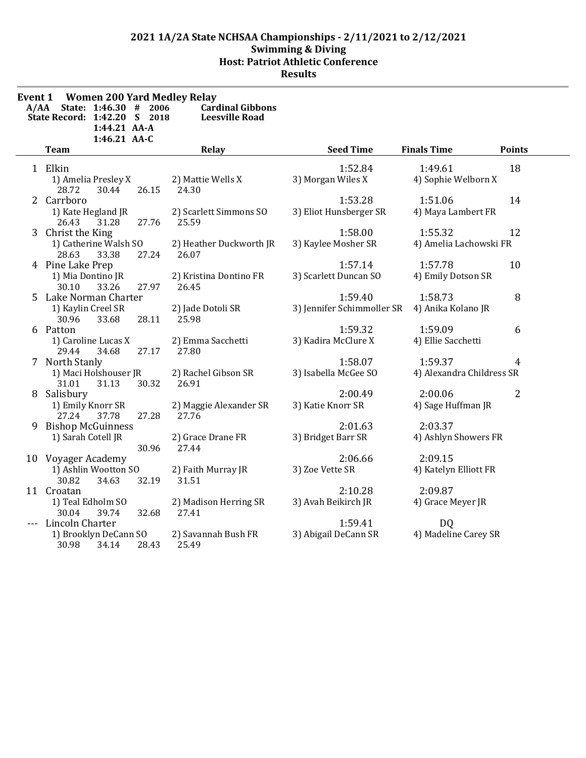# 2021 1A/2A State NCHSAA Championships - 2/11/2021 to 2/12/2021
## Swimming & Diving
## Host: Patriot Athletic Conference
## Results

### Event 1 Women 200 Yard Medley Relay

| | | | | |
|---|---|---|---|---|
| A/AA | State: | 1:46.30 # | 2006 | Cardinal Gibbons |
| State Record: | | 1:42.20 S | 2018 | Leesville Road |
| | | 1:44.21 AA-A | | |
| | | 1:46.21 AA-C | | |

| | Team | Relay | Seed Time | Finals Time | Points |
|---|---|---|---|---|---|
| 1 | Elkin | | 1:52.84 | 1:49.61 | 18 |
| | 1) Amelia Presley X | 2) Mattie Wells X | 3) Morgan Wiles X | 4) Sophie Welborn X | |
| | 28.72 30.44 26.15 | 24.30 | | | |
| 2 | Carrboro | | 1:53.28 | 1:51.06 | 14 |
| | 1) Kate Hegland JR | 2) Scarlett Simmons SO | 3) Eliot Hunsberger SR | 4) Maya Lambert FR | |
| | 26.43 31.28 27.76 | 25.59 | | | |
| 3 | Christ the King | | 1:58.00 | 1:55.32 | 12 |
| | 1) Catherine Walsh SO | 2) Heather Duckworth JR | 3) Kaylee Mosher SR | 4) Amelia Lachowski FR | |
| | 28.63 33.38 27.24 | 26.07 | | | |
| 4 | Pine Lake Prep | | 1:57.14 | 1:57.78 | 10 |
| | 1) Mia Dontino JR | 2) Kristina Dontino FR | 3) Scarlett Duncan SO | 4) Emily Dotson SR | |
| | 30.10 33.26 27.97 | 26.45 | | | |
| 5 | Lake Norman Charter | | 1:59.40 | 1:58.73 | 8 |
| | 1) Kaylin Creel SR | 2) Jade Dotoli SR | 3) Jennifer Schimmoller SR | 4) Anika Kolano JR | |
| | 30.96 33.68 28.11 | 25.98 | | | |
| 6 | Patton | | 1:59.32 | 1:59.09 | 6 |
| | 1) Caroline Lucas X | 2) Emma Sacchetti | 3) Kadira McClure X | 4) Ellie Sacchetti | |
| | 29.44 34.68 27.17 | 27.80 | | | |
| 7 | North Stanly | | 1:58.07 | 1:59.37 | 4 |
| | 1) Maci Holshouser JR | 2) Rachel Gibson SR | 3) Isabella McGee SO | 4) Alexandra Childress SR | |
| | 31.01 31.13 30.32 | 26.91 | | | |
| 8 | Salisbury | | 2:00.49 | 2:00.06 | 2 |
| | 1) Emily Knorr SR | 2) Maggie Alexander SR | 3) Katie Knorr SR | 4) Sage Huffman JR | |
| | 27.24 37.78 27.28 | 27.76 | | | |
| 9 | Bishop McGuinness | | 2:01.63 | 2:03.37 | |
| | 1) Sarah Cotell JR | 2) Grace Drane FR | 3) Bridget Barr SR | 4) Ashlyn Showers FR | |
| | 30.96 | 27.44 | | | |
| 10 | Voyager Academy | | 2:06.66 | 2:09.15 | |
| | 1) Ashlin Wootton SO | 2) Faith Murray JR | 3) Zoe Vette SR | 4) Katelyn Elliott FR | |
| | 30.82 34.63 32.19 | 31.51 | | | |
| 11 | Croatan | | 2:10.28 | 2:09.87 | |
| | 1) Teal Edholm SO | 2) Madison Herring SR | 3) Avah Beikirch JR | 4) Grace Meyer JR | |
| | 30.04 39.74 32.68 | 27.41 | | | |
| --- | Lincoln Charter | | 1:59.41 | DQ | |
| | 1) Brooklyn DeCann SO | 2) Savannah Bush FR | 3) Abigail DeCann SR | 4) Madeline Carey SR | |
| | 30.98 34.14 28.43 | 25.49 | | | |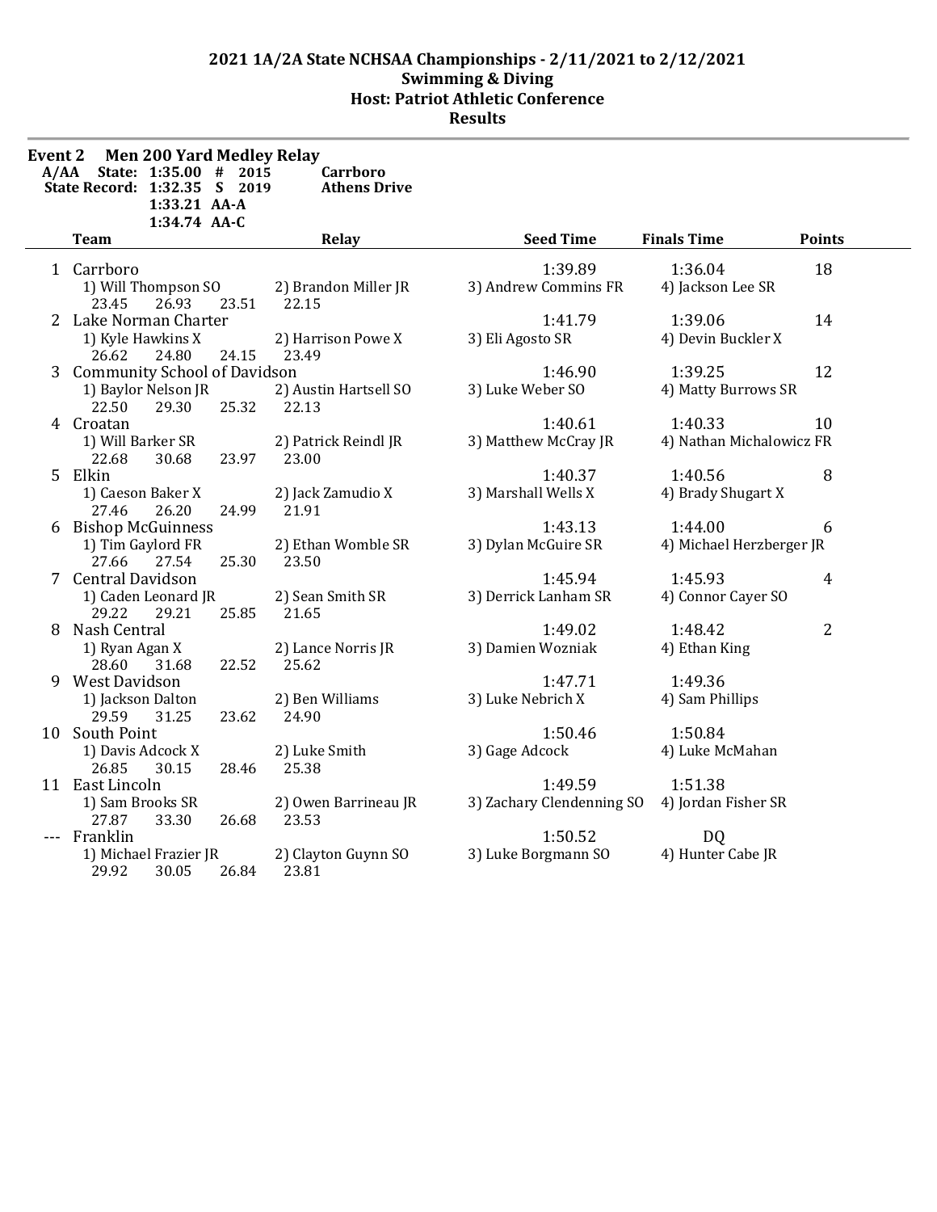# 2021 1A/2A State NCHSAA Championships - 2/11/2021 to 2/12/2021
## Swimming & Diving
## Host: Patriot Athletic Conference
## Results

**Event 2 Men 200 Yard Medley Relay**

A/AA State: 1:35.00 # 2015 Carrboro
State Record: 1:32.35 S 2019 Athens Drive
1:33.21 AA-A
1:34.74 AA-C

| | Team | Relay | Seed Time | Finals Time | Points |
|---|---|---|---|---|---|
| 1 | Carrboro | | 1:39.89 | 1:36.04 | 18 |
| | 1) Will Thompson SO | 2) Brandon Miller JR | 3) Andrew Commins FR | 4) Jackson Lee SR | |
| | 23.45 26.93 23.51 | 22.15 | | | |
| 2 | Lake Norman Charter | | 1:41.79 | 1:39.06 | 14 |
| | 1) Kyle Hawkins X | 2) Harrison Powe X | 3) Eli Agosto SR | 4) Devin Buckler X | |
| | 26.62 24.80 24.15 | 23.49 | | | |
| 3 | Community School of Davidson | | 1:46.90 | 1:39.25 | 12 |
| | 1) Baylor Nelson JR | 2) Austin Hartsell SO | 3) Luke Weber SO | 4) Matty Burrows SR | |
| | 22.50 29.30 25.32 | 22.13 | | | |
| 4 | Croatan | | 1:40.61 | 1:40.33 | 10 |
| | 1) Will Barker SR | 2) Patrick Reindl JR | 3) Matthew McCray JR | 4) Nathan Michalowicz FR | |
| | 22.68 30.68 23.97 | 23.00 | | | |
| 5 | Elkin | | 1:40.37 | 1:40.56 | 8 |
| | 1) Caeson Baker X | 2) Jack Zamudio X | 3) Marshall Wells X | 4) Brady Shugart X | |
| | 27.46 26.20 24.99 | 21.91 | | | |
| 6 | Bishop McGuinness | | 1:43.13 | 1:44.00 | 6 |
| | 1) Tim Gaylord FR | 2) Ethan Womble SR | 3) Dylan McGuire SR | 4) Michael Herzberger JR | |
| | 27.66 27.54 25.30 | 23.50 | | | |
| 7 | Central Davidson | | 1:45.94 | 1:45.93 | 4 |
| | 1) Caden Leonard JR | 2) Sean Smith SR | 3) Derrick Lanham SR | 4) Connor Cayer SO | |
| | 29.22 29.21 25.85 | 21.65 | | | |
| 8 | Nash Central | | 1:49.02 | 1:48.42 | 2 |
| | 1) Ryan Agan X | 2) Lance Norris JR | 3) Damien Wozniak | 4) Ethan King | |
| | 28.60 31.68 22.52 | 25.62 | | | |
| 9 | West Davidson | | 1:47.71 | 1:49.36 | |
| | 1) Jackson Dalton | 2) Ben Williams | 3) Luke Nebrich X | 4) Sam Phillips | |
| | 29.59 31.25 23.62 | 24.90 | | | |
| 10 | South Point | | 1:50.46 | 1:50.84 | |
| | 1) Davis Adcock X | 2) Luke Smith | 3) Gage Adcock | 4) Luke McMahan | |
| | 26.85 30.15 28.46 | 25.38 | | | |
| 11 | East Lincoln | | 1:49.59 | 1:51.38 | |
| | 1) Sam Brooks SR | 2) Owen Barrineau JR | 3) Zachary Clendenning SO | 4) Jordan Fisher SR | |
| | 27.87 33.30 26.68 | 23.53 | | | |
| --- | Franklin | | 1:50.52 | DQ | |
| | 1) Michael Frazier JR | 2) Clayton Guynn SO | 3) Luke Borgmann SO | 4) Hunter Cabe JR | |
| | 29.92 30.05 26.84 | 23.81 | | | |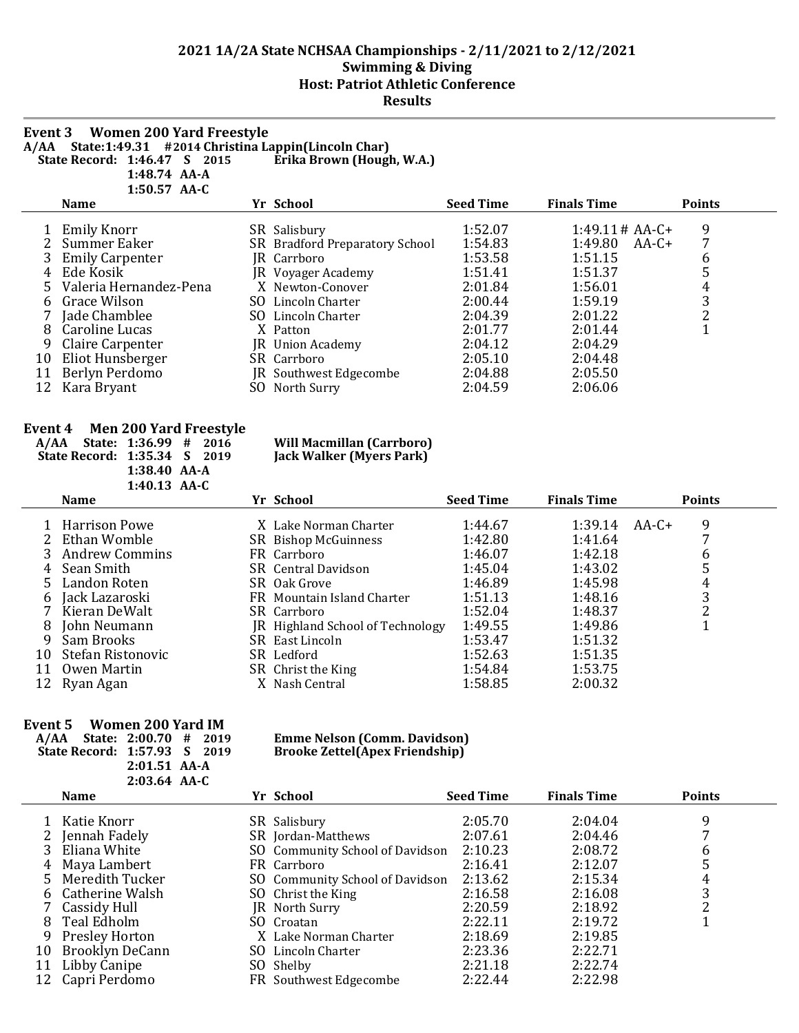# 2021 1A/2A State NCHSAA Championships - 2/11/2021 to 2/12/2021
## Swimming & Diving
## Host: Patriot Athletic Conference
## Results

### Event 3 Women 200 Yard Freestyle

A/AA State: 1:49.31 # 2014 Christina Lappin(Lincoln Char)
State Record: 1:46.47 S 2015 Erika Brown (Hough, W.A.)
1:48.74 AA-A
1:50.57 AA-C

| | Name | Yr | School | Seed Time | Finals Time | | Points |
|---|---|---|---|---|---|---|---|
| 1 | Emily Knorr | SR | Salisbury | 1:52.07 | 1:49.11 # | AA-C+ | 9 |
| 2 | Summer Eaker | SR | Bradford Preparatory School | 1:54.83 | 1:49.80 | AA-C+ | 7 |
| 3 | Emily Carpenter | JR | Carrboro | 1:53.58 | 1:51.15 | | 6 |
| 4 | Ede Kosik | JR | Voyager Academy | 1:51.41 | 1:51.37 | | 5 |
| 5 | Valeria Hernandez-Pena | X | Newton-Conover | 2:01.84 | 1:56.01 | | 4 |
| 6 | Grace Wilson | SO | Lincoln Charter | 2:00.44 | 1:59.19 | | 3 |
| 7 | Jade Chamblee | SO | Lincoln Charter | 2:04.39 | 2:01.22 | | 2 |
| 8 | Caroline Lucas | X | Patton | 2:01.77 | 2:01.44 | | 1 |
| 9 | Claire Carpenter | JR | Union Academy | 2:04.12 | 2:04.29 | | |
| 10 | Eliot Hunsberger | SR | Carrboro | 2:05.10 | 2:04.48 | | |
| 11 | Berlyn Perdomo | JR | Southwest Edgecombe | 2:04.88 | 2:05.50 | | |
| 12 | Kara Bryant | SO | North Surry | 2:04.59 | 2:06.06 | | |

### Event 4 Men 200 Yard Freestyle

A/AA State: 1:36.99 # 2016 Will Macmillan (Carrboro)
State Record: 1:35.34 S 2019 Jack Walker (Myers Park)
1:38.40 AA-A
1:40.13 AA-C

| | Name | Yr | School | Seed Time | Finals Time | | Points |
|---|---|---|---|---|---|---|---|
| 1 | Harrison Powe | X | Lake Norman Charter | 1:44.67 | 1:39.14 | AA-C+ | 9 |
| 2 | Ethan Womble | SR | Bishop McGuinness | 1:42.80 | 1:41.64 | | 7 |
| 3 | Andrew Commins | FR | Carrboro | 1:46.07 | 1:42.18 | | 6 |
| 4 | Sean Smith | SR | Central Davidson | 1:45.04 | 1:43.02 | | 5 |
| 5 | Landon Roten | SR | Oak Grove | 1:46.89 | 1:45.98 | | 4 |
| 6 | Jack Lazaroski | FR | Mountain Island Charter | 1:51.13 | 1:48.16 | | 3 |
| 7 | Kieran DeWalt | SR | Carrboro | 1:52.04 | 1:48.37 | | 2 |
| 8 | John Neumann | JR | Highland School of Technology | 1:49.55 | 1:49.86 | | 1 |
| 9 | Sam Brooks | SR | East Lincoln | 1:53.47 | 1:51.32 | | |
| 10 | Stefan Ristonovic | SR | Ledford | 1:52.63 | 1:51.35 | | |
| 11 | Owen Martin | SR | Christ the King | 1:54.84 | 1:53.75 | | |
| 12 | Ryan Agan | X | Nash Central | 1:58.85 | 2:00.32 | | |

### Event 5 Women 200 Yard IM

A/AA State: 2:00.70 # 2019 Emme Nelson (Comm. Davidson)
State Record: 1:57.93 S 2019 Brooke Zettel(Apex Friendship)
2:01.51 AA-A
2:03.64 AA-C

| | Name | Yr | School | Seed Time | Finals Time | Points |
|---|---|---|---|---|---|---|
| 1 | Katie Knorr | SR | Salisbury | 2:05.70 | 2:04.04 | 9 |
| 2 | Jennah Fadely | SR | Jordan-Matthews | 2:07.61 | 2:04.46 | 7 |
| 3 | Eliana White | SO | Community School of Davidson | 2:10.23 | 2:08.72 | 6 |
| 4 | Maya Lambert | FR | Carrboro | 2:16.41 | 2:12.07 | 5 |
| 5 | Meredith Tucker | SO | Community School of Davidson | 2:13.62 | 2:15.34 | 4 |
| 6 | Catherine Walsh | SO | Christ the King | 2:16.58 | 2:16.08 | 3 |
| 7 | Cassidy Hull | JR | North Surry | 2:20.59 | 2:18.92 | 2 |
| 8 | Teal Edholm | SO | Croatan | 2:22.11 | 2:19.72 | 1 |
| 9 | Presley Horton | X | Lake Norman Charter | 2:18.69 | 2:19.85 | |
| 10 | Brooklyn DeCann | SO | Lincoln Charter | 2:23.36 | 2:22.71 | |
| 11 | Libby Canipe | SO | Shelby | 2:21.18 | 2:22.74 | |
| 12 | Capri Perdomo | FR | Southwest Edgecombe | 2:22.44 | 2:22.98 | |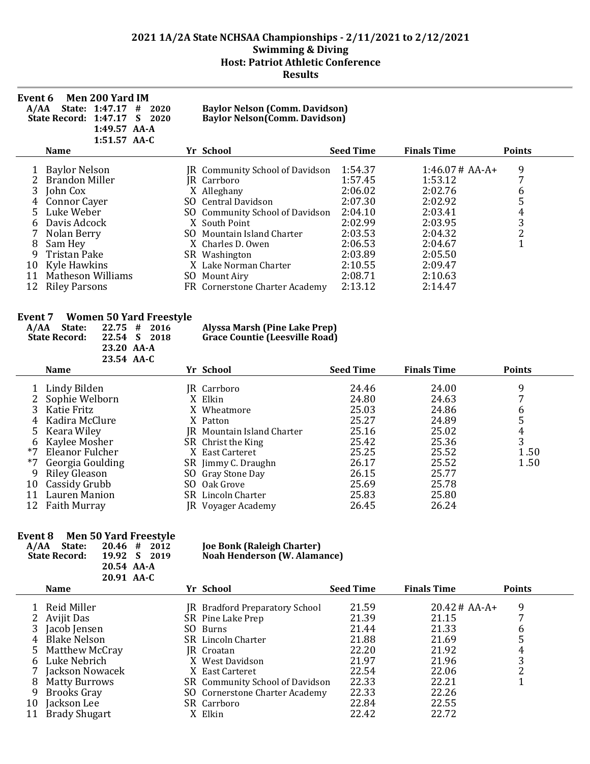# 2021 1A/2A State NCHSAA Championships - 2/11/2021 to 2/12/2021
## Swimming & Diving
## Host: Patriot Athletic Conference
## Results

### Event 6 Men 200 Yard IM

A/AA State: 1:47.17 # 2020 Baylor Nelson (Comm. Davidson)
State Record: 1:47.17 S 2020 Baylor Nelson(Comm. Davidson)
1:49.57 AA-A
1:51.57 AA-C

| | Name | Yr | School | Seed Time | Finals Time | Points |
|---|---|---|---|---|---|---|
| 1 | Baylor Nelson | JR | Community School of Davidson | 1:54.37 | 1:46.07 # AA-A+ | 9 |
| 2 | Brandon Miller | JR | Carrboro | 1:57.45 | 1:53.12 | 7 |
| 3 | John Cox | X | Alleghany | 2:06.02 | 2:02.76 | 6 |
| 4 | Connor Cayer | SO | Central Davidson | 2:07.30 | 2:02.92 | 5 |
| 5 | Luke Weber | SO | Community School of Davidson | 2:04.10 | 2:03.41 | 4 |
| 6 | Davis Adcock | X | South Point | 2:02.99 | 2:03.95 | 3 |
| 7 | Nolan Berry | SO | Mountain Island Charter | 2:03.53 | 2:04.32 | 2 |
| 8 | Sam Hey | X | Charles D. Owen | 2:06.53 | 2:04.67 | 1 |
| 9 | Tristan Pake | SR | Washington | 2:03.89 | 2:05.50 | |
| 10 | Kyle Hawkins | X | Lake Norman Charter | 2:10.55 | 2:09.47 | |
| 11 | Matheson Williams | SO | Mount Airy | 2:08.71 | 2:10.63 | |
| 12 | Riley Parsons | FR | Cornerstone Charter Academy | 2:13.12 | 2:14.47 | |

### Event 7 Women 50 Yard Freestyle

A/AA State: 22.75 # 2016 Alyssa Marsh (Pine Lake Prep)
State Record: 22.54 S 2018 Grace Countie (Leesville Road)
23.20 AA-A
23.54 AA-C

| | Name | Yr | School | Seed Time | Finals Time | Points |
|---|---|---|---|---|---|---|
| 1 | Lindy Bilden | JR | Carrboro | 24.46 | 24.00 | 9 |
| 2 | Sophie Welborn | X | Elkin | 24.80 | 24.63 | 7 |
| 3 | Katie Fritz | X | Wheatmore | 25.03 | 24.86 | 6 |
| 4 | Kadira McClure | X | Patton | 25.27 | 24.89 | 5 |
| 5 | Keara Wiley | JR | Mountain Island Charter | 25.16 | 25.02 | 4 |
| 6 | Kaylee Mosher | SR | Christ the King | 25.42 | 25.36 | 3 |
| *7 | Eleanor Fulcher | X | East Carteret | 25.25 | 25.52 | 1.50 |
| *7 | Georgia Goulding | SR | Jimmy C. Draughn | 26.17 | 25.52 | 1.50 |
| 9 | Riley Gleason | SO | Gray Stone Day | 26.15 | 25.77 | |
| 10 | Cassidy Grubb | SO | Oak Grove | 25.69 | 25.78 | |
| 11 | Lauren Manion | SR | Lincoln Charter | 25.83 | 25.80 | |
| 12 | Faith Murray | JR | Voyager Academy | 26.45 | 26.24 | |

### Event 8 Men 50 Yard Freestyle

A/AA State: 20.46 # 2012 Joe Bonk (Raleigh Charter)
State Record: 19.92 S 2019 Noah Henderson (W. Alamance)
20.54 AA-A
20.91 AA-C

| | Name | Yr | School | Seed Time | Finals Time | Points |
|---|---|---|---|---|---|---|
| 1 | Reid Miller | JR | Bradford Preparatory School | 21.59 | 20.42 # AA-A+ | 9 |
| 2 | Avijit Das | SR | Pine Lake Prep | 21.39 | 21.15 | 7 |
| 3 | Jacob Jensen | SO | Burns | 21.44 | 21.33 | 6 |
| 4 | Blake Nelson | SR | Lincoln Charter | 21.88 | 21.69 | 5 |
| 5 | Matthew McCray | JR | Croatan | 22.20 | 21.92 | 4 |
| 6 | Luke Nebrich | X | West Davidson | 21.97 | 21.96 | 3 |
| 7 | Jackson Nowacek | X | East Carteret | 22.54 | 22.06 | 2 |
| 8 | Matty Burrows | SR | Community School of Davidson | 22.33 | 22.21 | 1 |
| 9 | Brooks Gray | SO | Cornerstone Charter Academy | 22.33 | 22.26 | |
| 10 | Jackson Lee | SR | Carrboro | 22.84 | 22.55 | |
| 11 | Brady Shugart | X | Elkin | 22.42 | 22.72 | |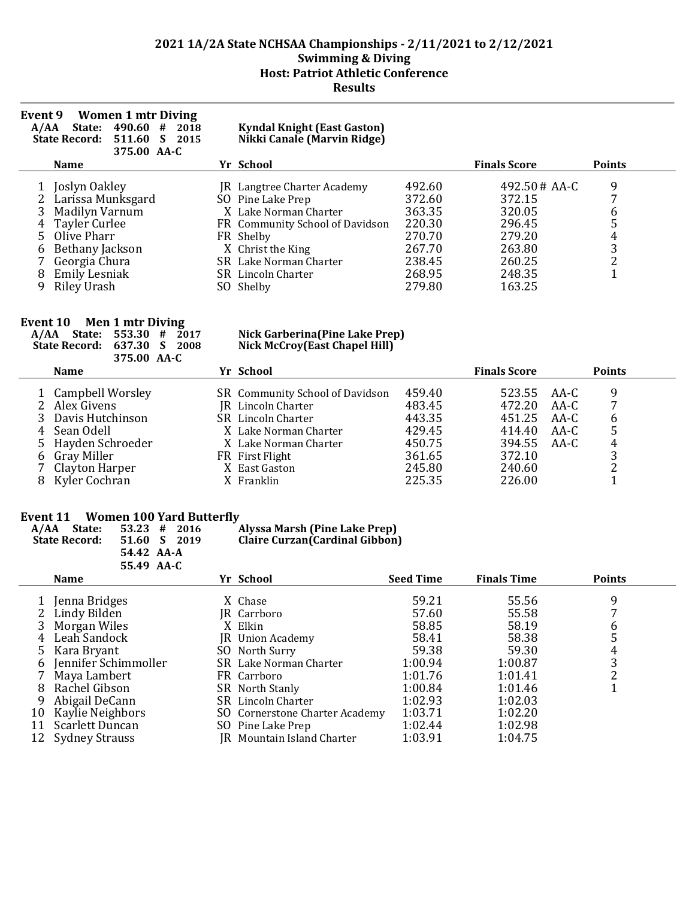## 2021 1A/2A State NCHSAA Championships - 2/11/2021 to 2/12/2021
## Swimming & Diving
## Host: Patriot Athletic Conference
## Results

### Event 9 Women 1 mtr Diving

A/AA State: 490.60 # 2018 Kyndal Knight (East Gaston)
State Record: 511.60 S 2015 Nikki Canale (Marvin Ridge)
375.00 AA-C

| | Name | Yr | School | | Finals Score | | Points |
|---|---|---|---|---|---|---|---|
| 1 | Joslyn Oakley | JR | Langtree Charter Academy | 492.60 | 492.50 # | AA-C | 9 |
| 2 | Larissa Munksgard | SO | Pine Lake Prep | 372.60 | 372.15 | | 7 |
| 3 | Madilyn Varnum | X | Lake Norman Charter | 363.35 | 320.05 | | 6 |
| 4 | Tayler Curlee | FR | Community School of Davidson | 220.30 | 296.45 | | 5 |
| 5 | Olive Pharr | FR | Shelby | 270.70 | 279.20 | | 4 |
| 6 | Bethany Jackson | X | Christ the King | 267.70 | 263.80 | | 3 |
| 7 | Georgia Chura | SR | Lake Norman Charter | 238.45 | 260.25 | | 2 |
| 8 | Emily Lesniak | SR | Lincoln Charter | 268.95 | 248.35 | | 1 |
| 9 | Riley Urash | SO | Shelby | 279.80 | 163.25 | | |

### Event 10 Men 1 mtr Diving

A/AA State: 553.30 # 2017 Nick Garberina(Pine Lake Prep)
State Record: 637.30 S 2008 Nick McCroy(East Chapel Hill)
375.00 AA-C

| | Name | Yr | School | | Finals Score | | Points |
|---|---|---|---|---|---|---|---|
| 1 | Campbell Worsley | SR | Community School of Davidson | 459.40 | 523.55 | AA-C | 9 |
| 2 | Alex Givens | JR | Lincoln Charter | 483.45 | 472.20 | AA-C | 7 |
| 3 | Davis Hutchinson | SR | Lincoln Charter | 443.35 | 451.25 | AA-C | 6 |
| 4 | Sean Odell | X | Lake Norman Charter | 429.45 | 414.40 | AA-C | 5 |
| 5 | Hayden Schroeder | X | Lake Norman Charter | 450.75 | 394.55 | AA-C | 4 |
| 6 | Gray Miller | FR | First Flight | 361.65 | 372.10 | | 3 |
| 7 | Clayton Harper | X | East Gaston | 245.80 | 240.60 | | 2 |
| 8 | Kyler Cochran | X | Franklin | 225.35 | 226.00 | | 1 |

### Event 11 Women 100 Yard Butterfly

A/AA State: 53.23 # 2016 Alyssa Marsh (Pine Lake Prep)
State Record: 51.60 S 2019 Claire Curzan(Cardinal Gibbon)
54.42 AA-A
55.49 AA-C

| | Name | Yr | School | Seed Time | Finals Time | Points |
|---|---|---|---|---|---|---|
| 1 | Jenna Bridges | X | Chase | 59.21 | 55.56 | 9 |
| 2 | Lindy Bilden | JR | Carrboro | 57.60 | 55.58 | 7 |
| 3 | Morgan Wiles | X | Elkin | 58.85 | 58.19 | 6 |
| 4 | Leah Sandock | JR | Union Academy | 58.41 | 58.38 | 5 |
| 5 | Kara Bryant | SO | North Surry | 59.38 | 59.30 | 4 |
| 6 | Jennifer Schimmoller | SR | Lake Norman Charter | 1:00.94 | 1:00.87 | 3 |
| 7 | Maya Lambert | FR | Carrboro | 1:01.76 | 1:01.41 | 2 |
| 8 | Rachel Gibson | SR | North Stanly | 1:00.84 | 1:01.46 | 1 |
| 9 | Abigail DeCann | SR | Lincoln Charter | 1:02.93 | 1:02.03 | |
| 10 | Kaylie Neighbors | SO | Cornerstone Charter Academy | 1:03.71 | 1:02.20 | |
| 11 | Scarlett Duncan | SO | Pine Lake Prep | 1:02.44 | 1:02.98 | |
| 12 | Sydney Strauss | JR | Mountain Island Charter | 1:03.91 | 1:04.75 | |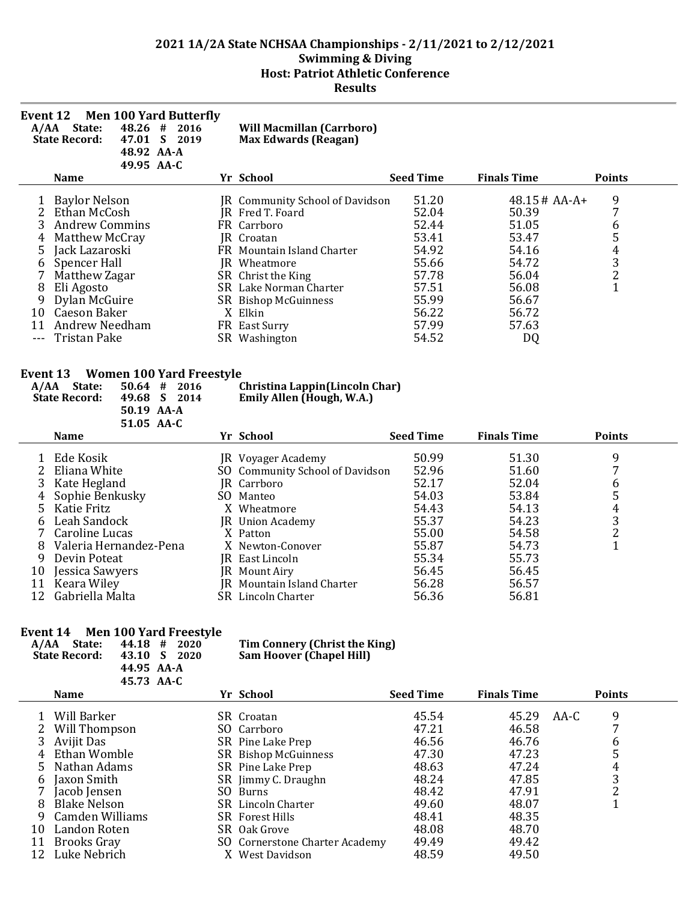# 2021 1A/2A State NCHSAA Championships - 2/11/2021 to 2/12/2021
## Swimming & Diving
## Host: Patriot Athletic Conference
## Results

### Event 12 Men 100 Yard Butterfly

| | | | |
|---|---|---|---|
| A/AA State: | 48.26 # | 2016 | Will Macmillan (Carrboro) |
| State Record: | 47.01 S | 2019 | Max Edwards (Reagan) |
| | 48.92 AA-A | | |
| | 49.95 AA-C | | |

| | Name | Yr | School | Seed Time | Finals Time | Points |
|---|---|---|---|---|---|---|
| 1 | Baylor Nelson | JR | Community School of Davidson | 51.20 | 48.15 # AA-A+ | 9 |
| 2 | Ethan McCosh | JR | Fred T. Foard | 52.04 | 50.39 | 7 |
| 3 | Andrew Commins | FR | Carrboro | 52.44 | 51.05 | 6 |
| 4 | Matthew McCray | JR | Croatan | 53.41 | 53.47 | 5 |
| 5 | Jack Lazaroski | FR | Mountain Island Charter | 54.92 | 54.16 | 4 |
| 6 | Spencer Hall | JR | Wheatmore | 55.66 | 54.72 | 3 |
| 7 | Matthew Zagar | SR | Christ the King | 57.78 | 56.04 | 2 |
| 8 | Eli Agosto | SR | Lake Norman Charter | 57.51 | 56.08 | 1 |
| 9 | Dylan McGuire | SR | Bishop McGuinness | 55.99 | 56.67 | |
| 10 | Caeson Baker | X | Elkin | 56.22 | 56.72 | |
| 11 | Andrew Needham | FR | East Surry | 57.99 | 57.63 | |
| --- | Tristan Pake | SR | Washington | 54.52 | DQ | |

### Event 13 Women 100 Yard Freestyle

| | | | |
|---|---|---|---|
| A/AA State: | 50.64 # | 2016 | Christina Lappin(Lincoln Char) |
| State Record: | 49.68 S | 2014 | Emily Allen (Hough, W.A.) |
| | 50.19 AA-A | | |
| | 51.05 AA-C | | |

| | Name | Yr | School | Seed Time | Finals Time | Points |
|---|---|---|---|---|---|---|
| 1 | Ede Kosik | JR | Voyager Academy | 50.99 | 51.30 | 9 |
| 2 | Eliana White | SO | Community School of Davidson | 52.96 | 51.60 | 7 |
| 3 | Kate Hegland | JR | Carrboro | 52.17 | 52.04 | 6 |
| 4 | Sophie Benkusky | SO | Manteo | 54.03 | 53.84 | 5 |
| 5 | Katie Fritz | X | Wheatmore | 54.43 | 54.13 | 4 |
| 6 | Leah Sandock | JR | Union Academy | 55.37 | 54.23 | 3 |
| 7 | Caroline Lucas | X | Patton | 55.00 | 54.58 | 2 |
| 8 | Valeria Hernandez-Pena | X | Newton-Conover | 55.87 | 54.73 | 1 |
| 9 | Devin Poteat | JR | East Lincoln | 55.34 | 55.73 | |
| 10 | Jessica Sawyers | JR | Mount Airy | 56.45 | 56.45 | |
| 11 | Keara Wiley | JR | Mountain Island Charter | 56.28 | 56.57 | |
| 12 | Gabriella Malta | SR | Lincoln Charter | 56.36 | 56.81 | |

### Event 14 Men 100 Yard Freestyle

| | | | |
|---|---|---|---|
| A/AA State: | 44.18 # | 2020 | Tim Connery (Christ the King) |
| State Record: | 43.10 S | 2020 | Sam Hoover (Chapel Hill) |
| | 44.95 AA-A | | |
| | 45.73 AA-C | | |

| | Name | Yr | School | Seed Time | Finals Time | Points |
|---|---|---|---|---|---|---|
| 1 | Will Barker | SR | Croatan | 45.54 | 45.29 AA-C | 9 |
| 2 | Will Thompson | SO | Carrboro | 47.21 | 46.58 | 7 |
| 3 | Avijit Das | SR | Pine Lake Prep | 46.56 | 46.76 | 6 |
| 4 | Ethan Womble | SR | Bishop McGuinness | 47.30 | 47.23 | 5 |
| 5 | Nathan Adams | SR | Pine Lake Prep | 48.63 | 47.24 | 4 |
| 6 | Jaxon Smith | SR | Jimmy C. Draughn | 48.24 | 47.85 | 3 |
| 7 | Jacob Jensen | SO | Burns | 48.42 | 47.91 | 2 |
| 8 | Blake Nelson | SR | Lincoln Charter | 49.60 | 48.07 | 1 |
| 9 | Camden Williams | SR | Forest Hills | 48.41 | 48.35 | |
| 10 | Landon Roten | SR | Oak Grove | 48.08 | 48.70 | |
| 11 | Brooks Gray | SO | Cornerstone Charter Academy | 49.49 | 49.42 | |
| 12 | Luke Nebrich | X | West Davidson | 48.59 | 49.50 | |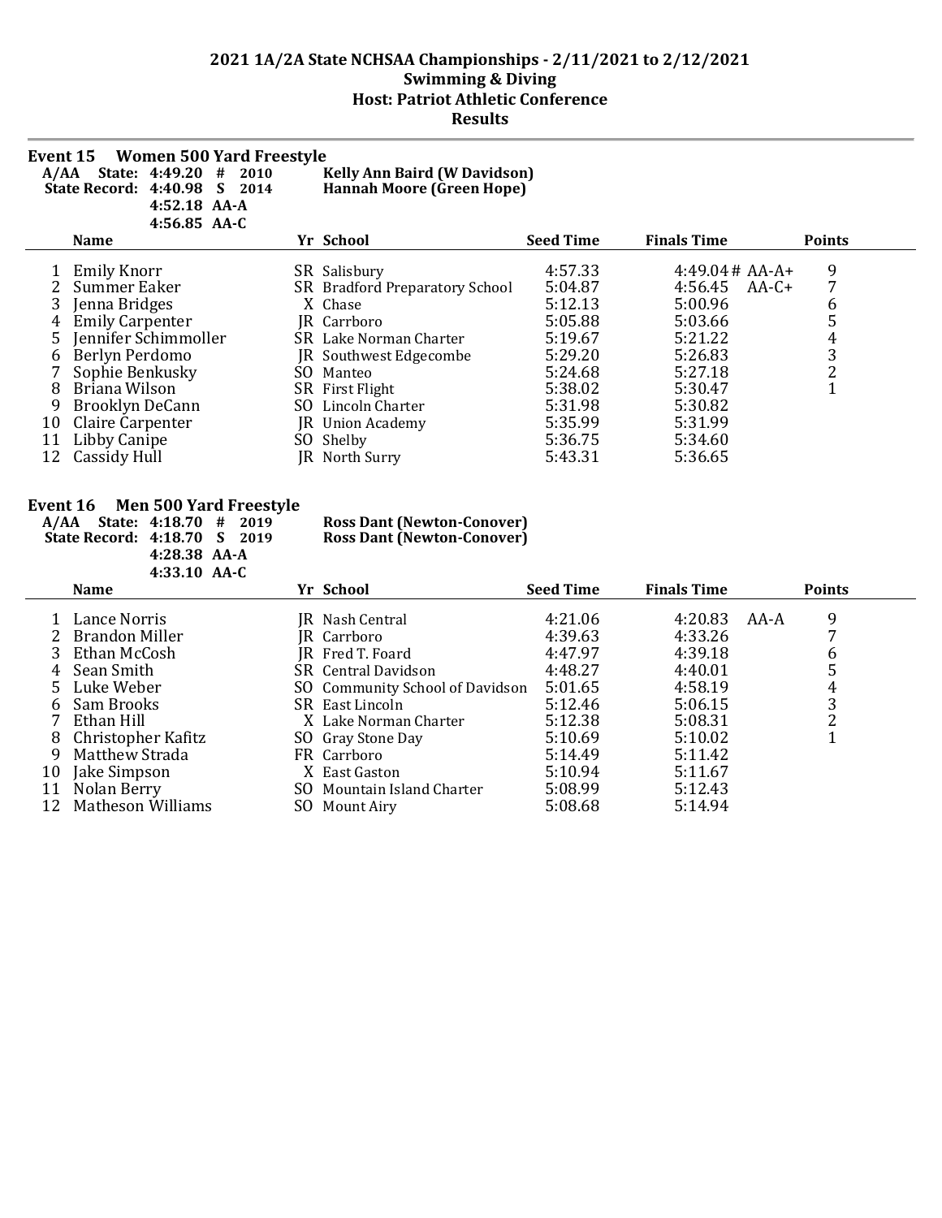# 2021 1A/2A State NCHSAA Championships - 2/11/2021 to 2/12/2021
## Swimming & Diving
## Host: Patriot Athletic Conference
## Results

### Event 15 Women 500 Yard Freestyle

**A/AA State: 4:49.20 # 2010 Kelly Ann Baird (W Davidson)**
**State Record: 4:40.98 S 2014 Hannah Moore (Green Hope)**
**4:52.18 AA-A**
**4:56.85 AA-C**

| | Name | Yr | School | Seed Time | Finals Time | | Points |
|---|---|---|---|---|---|---|---|
| 1 | Emily Knorr | SR | Salisbury | 4:57.33 | 4:49.04 # | AA-A+ | 9 |
| 2 | Summer Eaker | SR | Bradford Preparatory School | 5:04.87 | 4:56.45 | AA-C+ | 7 |
| 3 | Jenna Bridges | X | Chase | 5:12.13 | 5:00.96 | | 6 |
| 4 | Emily Carpenter | JR | Carrboro | 5:05.88 | 5:03.66 | | 5 |
| 5 | Jennifer Schimmoller | SR | Lake Norman Charter | 5:19.67 | 5:21.22 | | 4 |
| 6 | Berlyn Perdomo | JR | Southwest Edgecombe | 5:29.20 | 5:26.83 | | 3 |
| 7 | Sophie Benkusky | SO | Manteo | 5:24.68 | 5:27.18 | | 2 |
| 8 | Briana Wilson | SR | First Flight | 5:38.02 | 5:30.47 | | 1 |
| 9 | Brooklyn DeCann | SO | Lincoln Charter | 5:31.98 | 5:30.82 | | |
| 10 | Claire Carpenter | JR | Union Academy | 5:35.99 | 5:31.99 | | |
| 11 | Libby Canipe | SO | Shelby | 5:36.75 | 5:34.60 | | |
| 12 | Cassidy Hull | JR | North Surry | 5:43.31 | 5:36.65 | | |

### Event 16 Men 500 Yard Freestyle

**A/AA State: 4:18.70 # 2019 Ross Dant (Newton-Conover)**
**State Record: 4:18.70 S 2019 Ross Dant (Newton-Conover)**
**4:28.38 AA-A**
**4:33.10 AA-C**

| | Name | Yr | School | Seed Time | Finals Time | | Points |
|---|---|---|---|---|---|---|---|
| 1 | Lance Norris | JR | Nash Central | 4:21.06 | 4:20.83 | AA-A | 9 |
| 2 | Brandon Miller | JR | Carrboro | 4:39.63 | 4:33.26 | | 7 |
| 3 | Ethan McCosh | JR | Fred T. Foard | 4:47.97 | 4:39.18 | | 6 |
| 4 | Sean Smith | SR | Central Davidson | 4:48.27 | 4:40.01 | | 5 |
| 5 | Luke Weber | SO | Community School of Davidson | 5:01.65 | 4:58.19 | | 4 |
| 6 | Sam Brooks | SR | East Lincoln | 5:12.46 | 5:06.15 | | 3 |
| 7 | Ethan Hill | X | Lake Norman Charter | 5:12.38 | 5:08.31 | | 2 |
| 8 | Christopher Kafitz | SO | Gray Stone Day | 5:10.69 | 5:10.02 | | 1 |
| 9 | Matthew Strada | FR | Carrboro | 5:14.49 | 5:11.42 | | |
| 10 | Jake Simpson | X | East Gaston | 5:10.94 | 5:11.67 | | |
| 11 | Nolan Berry | SO | Mountain Island Charter | 5:08.99 | 5:12.43 | | |
| 12 | Matheson Williams | SO | Mount Airy | 5:08.68 | 5:14.94 | | |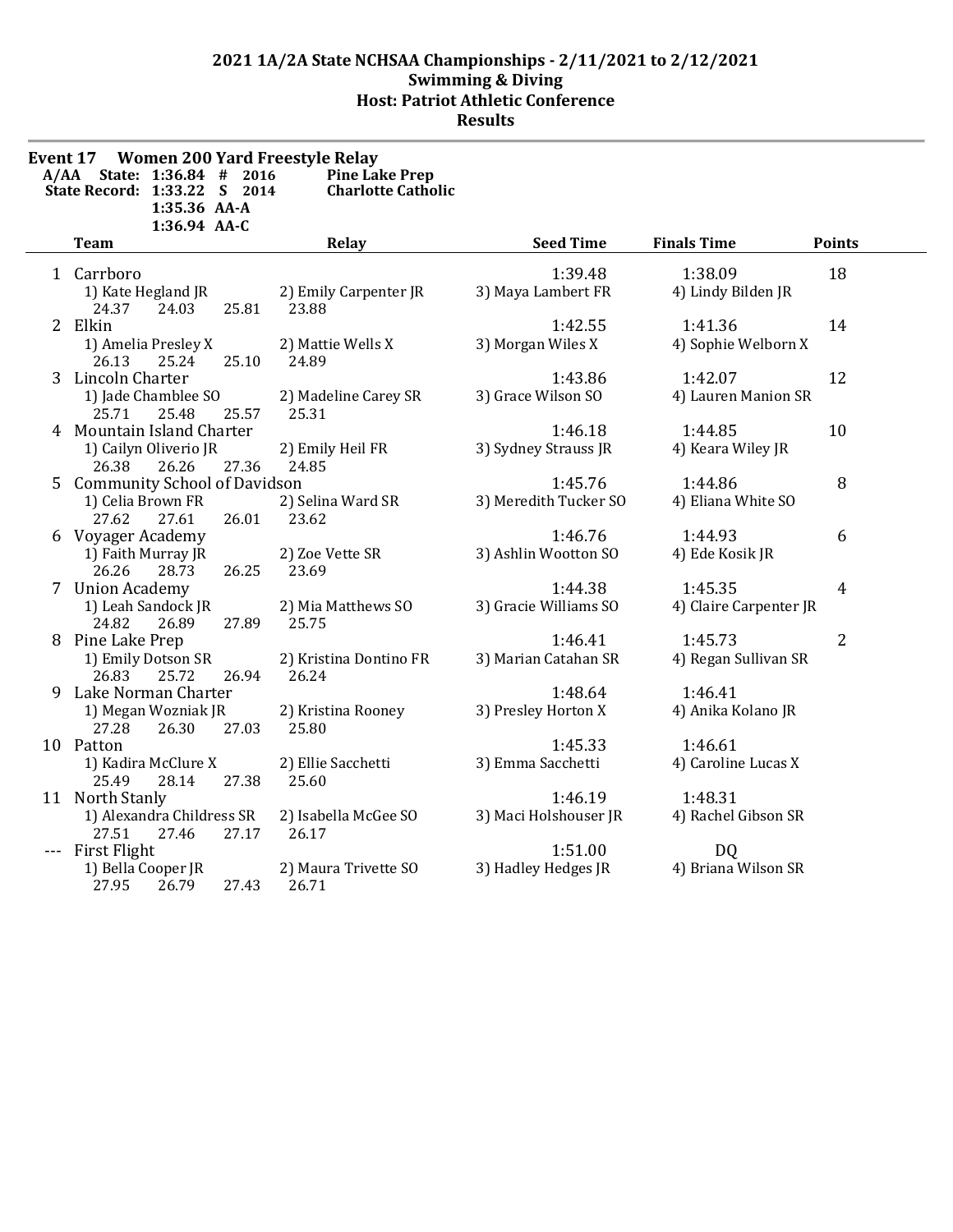## 2021 1A/2A State NCHSAA Championships - 2/11/2021 to 2/12/2021
## Swimming & Diving
## Host: Patriot Athletic Conference
## Results

### Event 17 Women 200 Yard Freestyle Relay

| | | | |
|---|---|---|---|
| A/AA State: | 1:36.84 # | 2016 | Pine Lake Prep |
| State Record: | 1:33.22 S | 2014 | Charlotte Catholic |
| | 1:35.36 AA-A | | |
| | 1:36.94 AA-C | | |

| | Team | Relay | Seed Time | Finals Time | Points |
|---|---|---|---|---|---|
| 1 | Carrboro | | 1:39.48 | 1:38.09 | 18 |
| | 1) Kate Hegland JR | 2) Emily Carpenter JR | 3) Maya Lambert FR | 4) Lindy Bilden JR | |
| | 24.37 24.03 25.81 23.88 | | | | |
| 2 | Elkin | | 1:42.55 | 1:41.36 | 14 |
| | 1) Amelia Presley X | 2) Mattie Wells X | 3) Morgan Wiles X | 4) Sophie Welborn X | |
| | 26.13 25.24 25.10 24.89 | | | | |
| 3 | Lincoln Charter | | 1:43.86 | 1:42.07 | 12 |
| | 1) Jade Chamblee SO | 2) Madeline Carey SR | 3) Grace Wilson SO | 4) Lauren Manion SR | |
| | 25.71 25.48 25.57 25.31 | | | | |
| 4 | Mountain Island Charter | | 1:46.18 | 1:44.85 | 10 |
| | 1) Cailyn Oliverio JR | 2) Emily Heil FR | 3) Sydney Strauss JR | 4) Keara Wiley JR | |
| | 26.38 26.26 27.36 24.85 | | | | |
| 5 | Community School of Davidson | | 1:45.76 | 1:44.86 | 8 |
| | 1) Celia Brown FR | 2) Selina Ward SR | 3) Meredith Tucker SO | 4) Eliana White SO | |
| | 27.62 27.61 26.01 23.62 | | | | |
| 6 | Voyager Academy | | 1:46.76 | 1:44.93 | 6 |
| | 1) Faith Murray JR | 2) Zoe Vette SR | 3) Ashlin Wootton SO | 4) Ede Kosik JR | |
| | 26.26 28.73 26.25 23.69 | | | | |
| 7 | Union Academy | | 1:44.38 | 1:45.35 | 4 |
| | 1) Leah Sandock JR | 2) Mia Matthews SO | 3) Gracie Williams SO | 4) Claire Carpenter JR | |
| | 24.82 26.89 27.89 25.75 | | | | |
| 8 | Pine Lake Prep | | 1:46.41 | 1:45.73 | 2 |
| | 1) Emily Dotson SR | 2) Kristina Dontino FR | 3) Marian Catahan SR | 4) Regan Sullivan SR | |
| | 26.83 25.72 26.94 26.24 | | | | |
| 9 | Lake Norman Charter | | 1:48.64 | 1:46.41 | |
| | 1) Megan Wozniak JR | 2) Kristina Rooney | 3) Presley Horton X | 4) Anika Kolano JR | |
| | 27.28 26.30 27.03 25.80 | | | | |
| 10 | Patton | | 1:45.33 | 1:46.61 | |
| | 1) Kadira McClure X | 2) Ellie Sacchetti | 3) Emma Sacchetti | 4) Caroline Lucas X | |
| | 25.49 28.14 27.38 25.60 | | | | |
| 11 | North Stanly | | 1:46.19 | 1:48.31 | |
| | 1) Alexandra Childress SR | 2) Isabella McGee SO | 3) Maci Holshouser JR | 4) Rachel Gibson SR | |
| | 27.51 27.46 27.17 26.17 | | | | |
| --- | First Flight | | 1:51.00 | DQ | |
| | 1) Bella Cooper JR | 2) Maura Trivette SO | 3) Hadley Hedges JR | 4) Briana Wilson SR | |
| | 27.95 26.79 27.43 26.71 | | | | |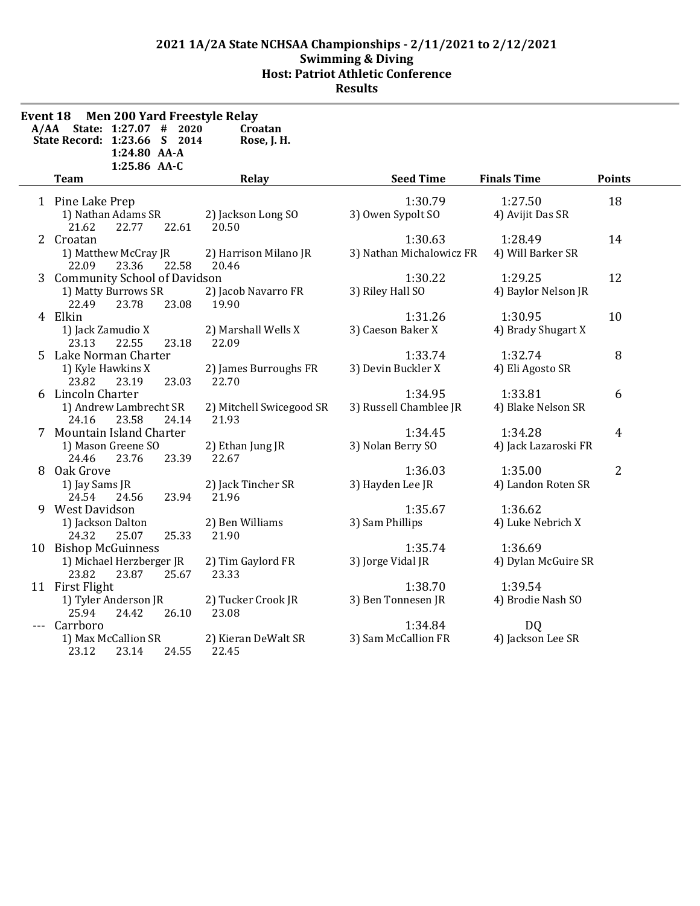## 2021 1A/2A State NCHSAA Championships - 2/11/2021 to 2/12/2021
### Swimming & Diving
### Host: Patriot Athletic Conference
### Results

**Event 18 Men 200 Yard Freestyle Relay**

| A/AA | State: | 1:27.07 | # | 2020 | Croatan |
|---|---|---|---|---|---|
| State Record: | | 1:23.66 | S | 2014 | Rose, J. H. |
| | | 1:24.80 | AA-A | | |
| | | 1:25.86 | AA-C | | |

| | Team | Relay | | Seed Time | Finals Time | Points |
|---|---|---|---|---|---|---|
| 1 | Pine Lake Prep | | | 1:30.79 | 1:27.50 | 18 |
| | 1) Nathan Adams SR | 2) Jackson Long SO | 3) Owen Sypolt SO | 4) Avijit Das SR | | |
| | 21.62 22.77 22.61 | 20.50 | | | | |
| 2 | Croatan | | | 1:30.63 | 1:28.49 | 14 |
| | 1) Matthew McCray JR | 2) Harrison Milano JR | 3) Nathan Michalowicz FR | 4) Will Barker SR | | |
| | 22.09 23.36 22.58 | 20.46 | | | | |
| 3 | Community School of Davidson | | | 1:30.22 | 1:29.25 | 12 |
| | 1) Matty Burrows SR | 2) Jacob Navarro FR | 3) Riley Hall SO | 4) Baylor Nelson JR | | |
| | 22.49 23.78 23.08 | 19.90 | | | | |
| 4 | Elkin | | | 1:31.26 | 1:30.95 | 10 |
| | 1) Jack Zamudio X | 2) Marshall Wells X | 3) Caeson Baker X | 4) Brady Shugart X | | |
| | 23.13 22.55 23.18 | 22.09 | | | | |
| 5 | Lake Norman Charter | | | 1:33.74 | 1:32.74 | 8 |
| | 1) Kyle Hawkins X | 2) James Burroughs FR | 3) Devin Buckler X | 4) Eli Agosto SR | | |
| | 23.82 23.19 23.03 | 22.70 | | | | |
| 6 | Lincoln Charter | | | 1:34.95 | 1:33.81 | 6 |
| | 1) Andrew Lambrecht SR | 2) Mitchell Swicegood SR | 3) Russell Chamblee JR | 4) Blake Nelson SR | | |
| | 24.16 23.58 24.14 | 21.93 | | | | |
| 7 | Mountain Island Charter | | | 1:34.45 | 1:34.28 | 4 |
| | 1) Mason Greene SO | 2) Ethan Jung JR | 3) Nolan Berry SO | 4) Jack Lazaroski FR | | |
| | 24.46 23.76 23.39 | 22.67 | | | | |
| 8 | Oak Grove | | | 1:36.03 | 1:35.00 | 2 |
| | 1) Jay Sams JR | 2) Jack Tincher SR | 3) Hayden Lee JR | 4) Landon Roten SR | | |
| | 24.54 24.56 23.94 | 21.96 | | | | |
| 9 | West Davidson | | | 1:35.67 | 1:36.62 | |
| | 1) Jackson Dalton | 2) Ben Williams | 3) Sam Phillips | 4) Luke Nebrich X | | |
| | 24.32 25.07 25.33 | 21.90 | | | | |
| 10 | Bishop McGuinness | | | 1:35.74 | 1:36.69 | |
| | 1) Michael Herzberger JR | 2) Tim Gaylord FR | 3) Jorge Vidal JR | 4) Dylan McGuire SR | | |
| | 23.82 23.87 25.67 | 23.33 | | | | |
| 11 | First Flight | | | 1:38.70 | 1:39.54 | |
| | 1) Tyler Anderson JR | 2) Tucker Crook JR | 3) Ben Tonnesen JR | 4) Brodie Nash SO | | |
| | 25.94 24.42 26.10 | 23.08 | | | | |
| --- | Carrboro | | | 1:34.84 | DQ | |
| | 1) Max McCallion SR | 2) Kieran DeWalt SR | 3) Sam McCallion FR | 4) Jackson Lee SR | | |
| | 23.12 23.14 24.55 | 22.45 | | | | |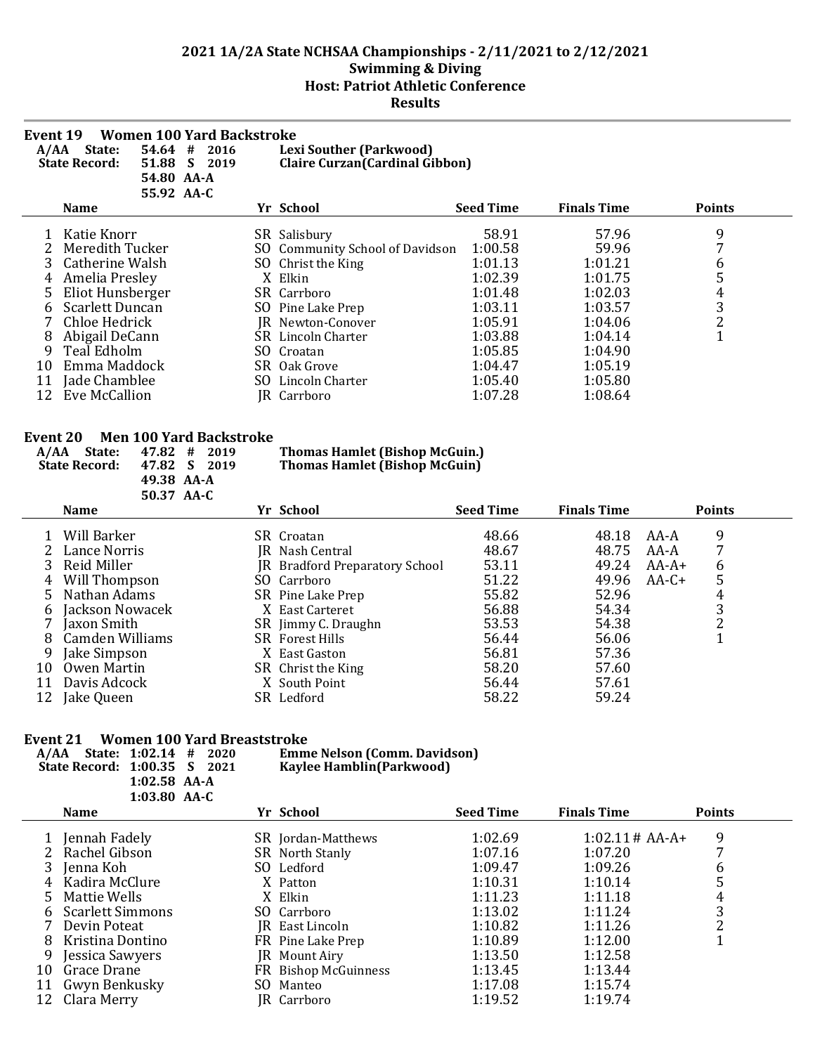# 2021 1A/2A State NCHSAA Championships - 2/11/2021 to 2/12/2021
## Swimming & Diving
## Host: Patriot Athletic Conference
## Results

### Event 19 Women 100 Yard Backstroke

A/AA State: 54.64 # 2016 Lexi Souther (Parkwood)
State Record: 51.88 S 2019 Claire Curzan(Cardinal Gibbon)
54.80 AA-A
55.92 AA-C

| | Name | Yr | School | Seed Time | Finals Time | | Points |
|---|---|---|---|---|---|---|---|
| 1 | Katie Knorr | SR | Salisbury | 58.91 | 57.96 | | 9 |
| 2 | Meredith Tucker | SO | Community School of Davidson | 1:00.58 | 59.96 | | 7 |
| 3 | Catherine Walsh | SO | Christ the King | 1:01.13 | 1:01.21 | | 6 |
| 4 | Amelia Presley | X | Elkin | 1:02.39 | 1:01.75 | | 5 |
| 5 | Eliot Hunsberger | SR | Carrboro | 1:01.48 | 1:02.03 | | 4 |
| 6 | Scarlett Duncan | SO | Pine Lake Prep | 1:03.11 | 1:03.57 | | 3 |
| 7 | Chloe Hedrick | JR | Newton-Conover | 1:05.91 | 1:04.06 | | 2 |
| 8 | Abigail DeCann | SR | Lincoln Charter | 1:03.88 | 1:04.14 | | 1 |
| 9 | Teal Edholm | SO | Croatan | 1:05.85 | 1:04.90 | | |
| 10 | Emma Maddock | SR | Oak Grove | 1:04.47 | 1:05.19 | | |
| 11 | Jade Chamblee | SO | Lincoln Charter | 1:05.40 | 1:05.80 | | |
| 12 | Eve McCallion | JR | Carrboro | 1:07.28 | 1:08.64 | | |

### Event 20 Men 100 Yard Backstroke

A/AA State: 47.82 # 2019 Thomas Hamlet (Bishop McGuin.)
State Record: 47.82 S 2019 Thomas Hamlet (Bishop McGuin)
49.38 AA-A
50.37 AA-C

| | Name | Yr | School | Seed Time | Finals Time | | Points |
|---|---|---|---|---|---|---|---|
| 1 | Will Barker | SR | Croatan | 48.66 | 48.18 | AA-A | 9 |
| 2 | Lance Norris | JR | Nash Central | 48.67 | 48.75 | AA-A | 7 |
| 3 | Reid Miller | JR | Bradford Preparatory School | 53.11 | 49.24 | AA-A+ | 6 |
| 4 | Will Thompson | SO | Carrboro | 51.22 | 49.96 | AA-C+ | 5 |
| 5 | Nathan Adams | SR | Pine Lake Prep | 55.82 | 52.96 | | 4 |
| 6 | Jackson Nowacek | X | East Carteret | 56.88 | 54.34 | | 3 |
| 7 | Jaxon Smith | SR | Jimmy C. Draughn | 53.53 | 54.38 | | 2 |
| 8 | Camden Williams | SR | Forest Hills | 56.44 | 56.06 | | 1 |
| 9 | Jake Simpson | X | East Gaston | 56.81 | 57.36 | | |
| 10 | Owen Martin | SR | Christ the King | 58.20 | 57.60 | | |
| 11 | Davis Adcock | X | South Point | 56.44 | 57.61 | | |
| 12 | Jake Queen | SR | Ledford | 58.22 | 59.24 | | |

### Event 21 Women 100 Yard Breaststroke

A/AA State: 1:02.14 # 2020 Emme Nelson (Comm. Davidson)
State Record: 1:00.35 S 2021 Kaylee Hamblin(Parkwood)
1:02.58 AA-A
1:03.80 AA-C

| | Name | Yr | School | Seed Time | Finals Time | | Points |
|---|---|---|---|---|---|---|---|
| 1 | Jennah Fadely | SR | Jordan-Matthews | 1:02.69 | 1:02.11 # | AA-A+ | 9 |
| 2 | Rachel Gibson | SR | North Stanly | 1:07.16 | 1:07.20 | | 7 |
| 3 | Jenna Koh | SO | Ledford | 1:09.47 | 1:09.26 | | 6 |
| 4 | Kadira McClure | X | Patton | 1:10.31 | 1:10.14 | | 5 |
| 5 | Mattie Wells | X | Elkin | 1:11.23 | 1:11.18 | | 4 |
| 6 | Scarlett Simmons | SO | Carrboro | 1:13.02 | 1:11.24 | | 3 |
| 7 | Devin Poteat | JR | East Lincoln | 1:10.82 | 1:11.26 | | 2 |
| 8 | Kristina Dontino | FR | Pine Lake Prep | 1:10.89 | 1:12.00 | | 1 |
| 9 | Jessica Sawyers | JR | Mount Airy | 1:13.50 | 1:12.58 | | |
| 10 | Grace Drane | FR | Bishop McGuinness | 1:13.45 | 1:13.44 | | |
| 11 | Gwyn Benkusky | SO | Manteo | 1:17.08 | 1:15.74 | | |
| 12 | Clara Merry | JR | Carrboro | 1:19.52 | 1:19.74 | | |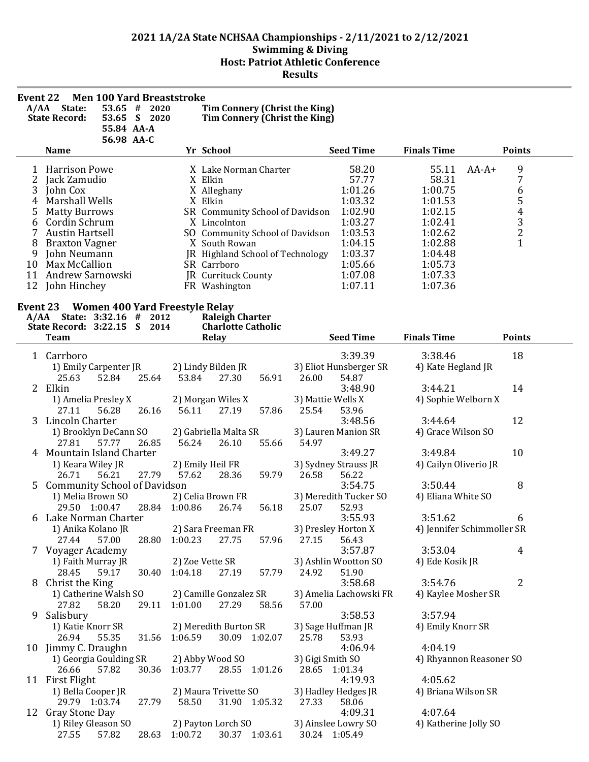# 2021 1A/2A State NCHSAA Championships - 2/11/2021 to 2/12/2021
## Swimming & Diving
## Host: Patriot Athletic Conference
## Results

### Event 22 Men 100 Yard Breaststroke

A/AA State: 53.65 # 2020 Tim Connery (Christ the King)
State Record: 53.65 S 2020 Tim Connery (Christ the King)
55.84 AA-A
56.98 AA-C

| | Name | Yr | School | Seed Time | Finals Time | | Points |
|---|---|---|---|---|---|---|---|
| 1 | Harrison Powe | X | Lake Norman Charter | 58.20 | 55.11 | AA-A+ | 9 |
| 2 | Jack Zamudio | X | Elkin | 57.77 | 58.31 | | 7 |
| 3 | John Cox | X | Alleghany | 1:01.26 | 1:00.75 | | 6 |
| 4 | Marshall Wells | X | Elkin | 1:03.32 | 1:01.53 | | 5 |
| 5 | Matty Burrows | SR | Community School of Davidson | 1:02.90 | 1:02.15 | | 4 |
| 6 | Cordin Schrum | X | Lincolnton | 1:03.27 | 1:02.41 | | 3 |
| 7 | Austin Hartsell | SO | Community School of Davidson | 1:03.53 | 1:02.62 | | 2 |
| 8 | Braxton Vagner | X | South Rowan | 1:04.15 | 1:02.88 | | 1 |
| 9 | John Neumann | JR | Highland School of Technology | 1:03.37 | 1:04.48 | | |
| 10 | Max McCallion | SR | Carrboro | 1:05.66 | 1:05.73 | | |
| 11 | Andrew Sarnowski | JR | Currituck County | 1:07.08 | 1:07.33 | | |
| 12 | John Hinchey | FR | Washington | 1:07.11 | 1:07.36 | | |

### Event 23 Women 400 Yard Freestyle Relay

A/AA State: 3:32.16 # 2012 Raleigh Charter
State Record: 3:22.15 S 2014 Charlotte Catholic

| | Team | Relay | Seed Time | Finals Time | Points |
|---|---|---|---|---|---|
| 1 | Carrboro | | 3:39.39 | 3:38.46 | 18 |
| | 1) Emily Carpenter JR | 2) Lindy Bilden JR | 3) Eliot Hunsberger SR | 4) Kate Hegland JR | |
| | 25.63 52.84 | 25.64 53.84 | 27.30 56.91 | 26.00 54.87 | |
| 2 | Elkin | | 3:48.90 | 3:44.21 | 14 |
| | 1) Amelia Presley X | 2) Morgan Wiles X | 3) Mattie Wells X | 4) Sophie Welborn X | |
| | 27.11 56.28 | 26.16 56.11 | 27.19 57.86 | 25.54 53.96 | |
| 3 | Lincoln Charter | | 3:48.56 | 3:44.64 | 12 |
| | 1) Brooklyn DeCann SO | 2) Gabriella Malta SR | 3) Lauren Manion SR | 4) Grace Wilson SO | |
| | 27.81 57.77 | 26.85 56.24 | 26.10 55.66 | 54.97 | |
| 4 | Mountain Island Charter | | 3:49.27 | 3:49.84 | 10 |
| | 1) Keara Wiley JR | 2) Emily Heil FR | 3) Sydney Strauss JR | 4) Cailyn Oliverio JR | |
| | 26.71 56.21 | 27.79 57.62 | 28.36 59.79 | 26.58 56.22 | |
| 5 | Community School of Davidson | | 3:54.75 | 3:50.44 | 8 |
| | 1) Melia Brown SO | 2) Celia Brown FR | 3) Meredith Tucker SO | 4) Eliana White SO | |
| | 29.50 1:00.47 | 28.84 1:00.86 | 26.74 56.18 | 25.07 52.93 | |
| 6 | Lake Norman Charter | | 3:55.93 | 3:51.62 | 6 |
| | 1) Anika Kolano JR | 2) Sara Freeman FR | 3) Presley Horton X | 4) Jennifer Schimmoller SR | |
| | 27.44 57.00 | 28.80 1:00.23 | 27.75 57.96 | 27.15 56.43 | |
| 7 | Voyager Academy | | 3:57.87 | 3:53.04 | 4 |
| | 1) Faith Murray JR | 2) Zoe Vette SR | 3) Ashlin Wootton SO | 4) Ede Kosik JR | |
| | 28.45 59.17 | 30.40 1:04.18 | 27.19 57.79 | 24.92 51.90 | |
| 8 | Christ the King | | 3:58.68 | 3:54.76 | 2 |
| | 1) Catherine Walsh SO | 2) Camille Gonzalez SR | 3) Amelia Lachowski FR | 4) Kaylee Mosher SR | |
| | 27.82 58.20 | 29.11 1:01.00 | 27.29 58.56 | 57.00 | |
| 9 | Salisbury | | 3:58.53 | 3:57.94 | |
| | 1) Katie Knorr SR | 2) Meredith Burton SR | 3) Sage Huffman JR | 4) Emily Knorr SR | |
| | 26.94 55.35 | 31.56 1:06.59 | 30.09 1:02.07 | 25.78 53.93 | |
| 10 | Jimmy C. Draughn | | 4:06.94 | 4:04.19 | |
| | 1) Georgia Goulding SR | 2) Abby Wood SO | 3) Gigi Smith SO | 4) Rhyannon Reasoner SO | |
| | 26.66 57.82 | 30.36 1:03.77 | 28.55 1:01.26 | 28.65 1:01.34 | |
| 11 | First Flight | | 4:19.93 | 4:05.62 | |
| | 1) Bella Cooper JR | 2) Maura Trivette SO | 3) Hadley Hedges JR | 4) Briana Wilson SR | |
| | 29.79 1:03.74 | 27.79 58.50 | 31.90 1:05.32 | 27.33 58.06 | |
| 12 | Gray Stone Day | | 4:09.31 | 4:07.64 | |
| | 1) Riley Gleason SO | 2) Payton Lorch SO | 3) Ainslee Lowry SO | 4) Katherine Jolly SO | |
| | 27.55 57.82 | 28.63 1:00.72 | 30.37 1:03.61 | 30.24 1:05.49 | |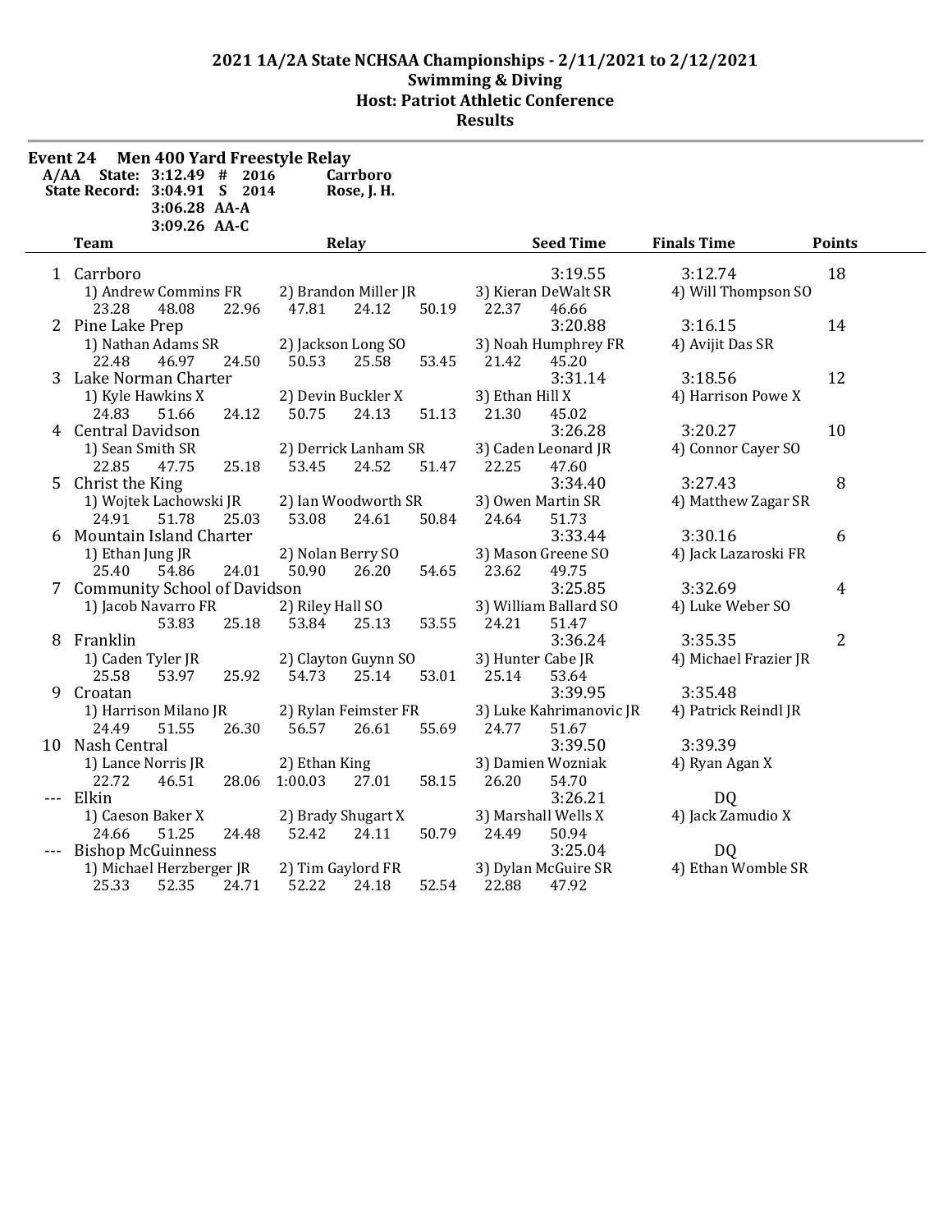# 2021 1A/2A State NCHSAA Championships - 2/11/2021 to 2/12/2021

## Swimming & Diving

## Host: Patriot Athletic Conference

## Results

### Event 24 Men 400 Yard Freestyle Relay

A/AA State: 3:12.49 # 2016 Carrboro
State Record: 3:04.91 S 2014 Rose, J. H.
3:06.28 AA-A
3:09.26 AA-C

| | Team | Relay | Seed Time | Finals Time | Points |
|---|---|---|---|---|---|
| 1 | Carrboro | | 3:19.55 | 3:12.74 | 18 |
| | 1) Andrew Commins FR | 2) Brandon Miller JR | 3) Kieran DeWalt SR | 4) Will Thompson SO | |
| | 23.28 48.08 | 22.96 47.81 24.12 50.19 | 22.37 46.66 | | |
| 2 | Pine Lake Prep | | 3:20.88 | 3:16.15 | 14 |
| | 1) Nathan Adams SR | 2) Jackson Long SO | 3) Noah Humphrey FR | 4) Avijit Das SR | |
| | 22.48 46.97 | 24.50 50.53 25.58 53.45 | 21.42 45.20 | | |
| 3 | Lake Norman Charter | | 3:31.14 | 3:18.56 | 12 |
| | 1) Kyle Hawkins X | 2) Devin Buckler X | 3) Ethan Hill X | 4) Harrison Powe X | |
| | 24.83 51.66 | 24.12 50.75 24.13 51.13 | 21.30 45.02 | | |
| 4 | Central Davidson | | 3:26.28 | 3:20.27 | 10 |
| | 1) Sean Smith SR | 2) Derrick Lanham SR | 3) Caden Leonard JR | 4) Connor Cayer SO | |
| | 22.85 47.75 | 25.18 53.45 24.52 51.47 | 22.25 47.60 | | |
| 5 | Christ the King | | 3:34.40 | 3:27.43 | 8 |
| | 1) Wojtek Lachowski JR | 2) Ian Woodworth SR | 3) Owen Martin SR | 4) Matthew Zagar SR | |
| | 24.91 51.78 | 25.03 53.08 24.61 50.84 | 24.64 51.73 | | |
| 6 | Mountain Island Charter | | 3:33.44 | 3:30.16 | 6 |
| | 1) Ethan Jung JR | 2) Nolan Berry SO | 3) Mason Greene SO | 4) Jack Lazaroski FR | |
| | 25.40 54.86 | 24.01 50.90 26.20 54.65 | 23.62 49.75 | | |
| 7 | Community School of Davidson | | 3:25.85 | 3:32.69 | 4 |
| | 1) Jacob Navarro FR | 2) Riley Hall SO | 3) William Ballard SO | 4) Luke Weber SO | |
| | 53.83 | 25.18 53.84 25.13 53.55 | 24.21 51.47 | | |
| 8 | Franklin | | 3:36.24 | 3:35.35 | 2 |
| | 1) Caden Tyler JR | 2) Clayton Guynn SO | 3) Hunter Cabe JR | 4) Michael Frazier JR | |
| | 25.58 53.97 | 25.92 54.73 25.14 53.01 | 25.14 53.64 | | |
| 9 | Croatan | | 3:39.95 | 3:35.48 | |
| | 1) Harrison Milano JR | 2) Rylan Feimster FR | 3) Luke Kahrimanovic JR | 4) Patrick Reindl JR | |
| | 24.49 51.55 | 26.30 56.57 26.61 55.69 | 24.77 51.67 | | |
| 10 | Nash Central | | 3:39.50 | 3:39.39 | |
| | 1) Lance Norris JR | 2) Ethan King | 3) Damien Wozniak | 4) Ryan Agan X | |
| | 22.72 46.51 | 28.06 1:00.03 27.01 58.15 | 26.20 54.70 | | |
| --- | Elkin | | 3:26.21 | DQ | |
| | 1) Caeson Baker X | 2) Brady Shugart X | 3) Marshall Wells X | 4) Jack Zamudio X | |
| | 24.66 51.25 | 24.48 52.42 24.11 50.79 | 24.49 50.94 | | |
| --- | Bishop McGuinness | | 3:25.04 | DQ | |
| | 1) Michael Herzberger JR | 2) Tim Gaylord FR | 3) Dylan McGuire SR | 4) Ethan Womble SR | |
| | 25.33 52.35 | 24.71 52.22 24.18 52.54 | 22.88 47.92 | | |